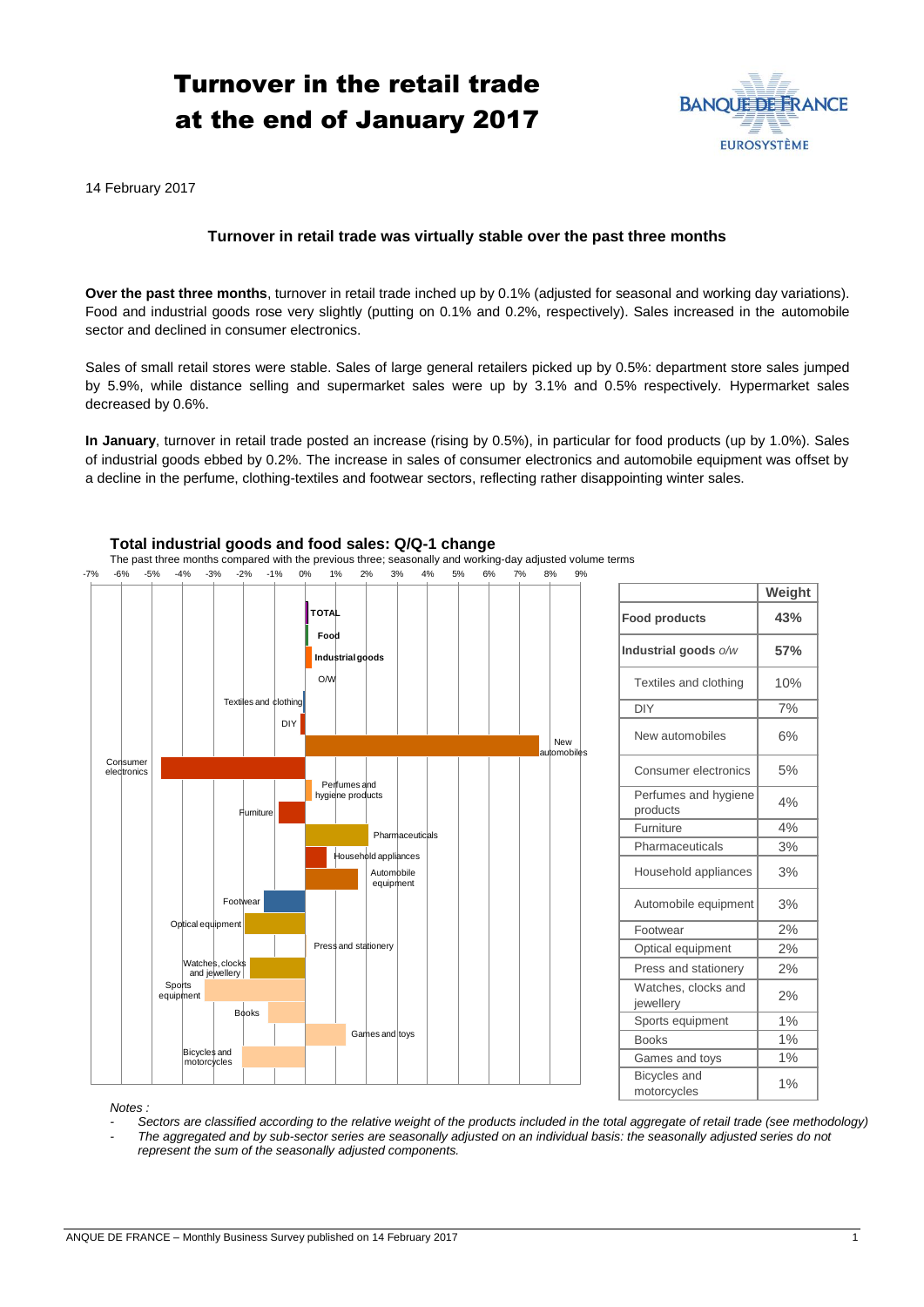# Turnover in the retail trade at the end of January 2017

14 February 2017

### Turnover in retail trade was virtually stable over the past three months

**Over the past three months**, turnover in retail trade inched up by 0.1% (adjusted for seasonal and working day variations). Food and industrial goods rose very slightly (putting on 0.1% and 0.2%, respectively). Sales increased in the automobile sector and declined in consumer electronics.

Sales of small retail stores were stable. Sales of large general retailers picked up by 0.5%: department store sales jumped by 5.9%, while distance selling and supermarket sales were up by 3.1% and 0.5% respectively. Hypermarket sales decreased by 0.6%.

**In January**, turnover in retail trade posted an increase (rising by 0.5%), in particular for food products (up by 1.0%). Sales of industrial goods ebbed by 0.2%. The increase in sales of consumer electronics and automobile equipment was offset by a decline in the perfume, clothing-textiles and footwear sectors, reflecting rather disappointing winter sales.

**Total industrial goods and food sales: Q/Q-1 change**

The past three months compared with the previous three; seasonally and working-day adjusted volume terms

| | Weight |
|---|---|
| **Food products** | **43%** |
| **Industrial goods** *o/w* | **57%** |
| Textiles and clothing | 10% |
| DIY | 7% |
| New automobiles | 6% |
| Consumer electronics | 5% |
| Perfumes and hygiene products | 4% |
| Furniture | 4% |
| Pharmaceuticals | 3% |
| Household appliances | 3% |
| Automobile equipment | 3% |
| Footwear | 2% |
| Optical equipment | 2% |
| Press and stationery | 2% |
| Watches, clocks and jewellery | 2% |
| Sports equipment | 1% |
| Books | 1% |
| Games and toys | 1% |
| Bicycles and motorcycles | 1% |

*Notes :*

- *Sectors are classified according to the relative weight of the products included in the total aggregate of retail trade (see methodology)*
- *The aggregated and by sub-sector series are seasonally adjusted on an individual basis: the seasonally adjusted series do not represent the sum of the seasonally adjusted components.*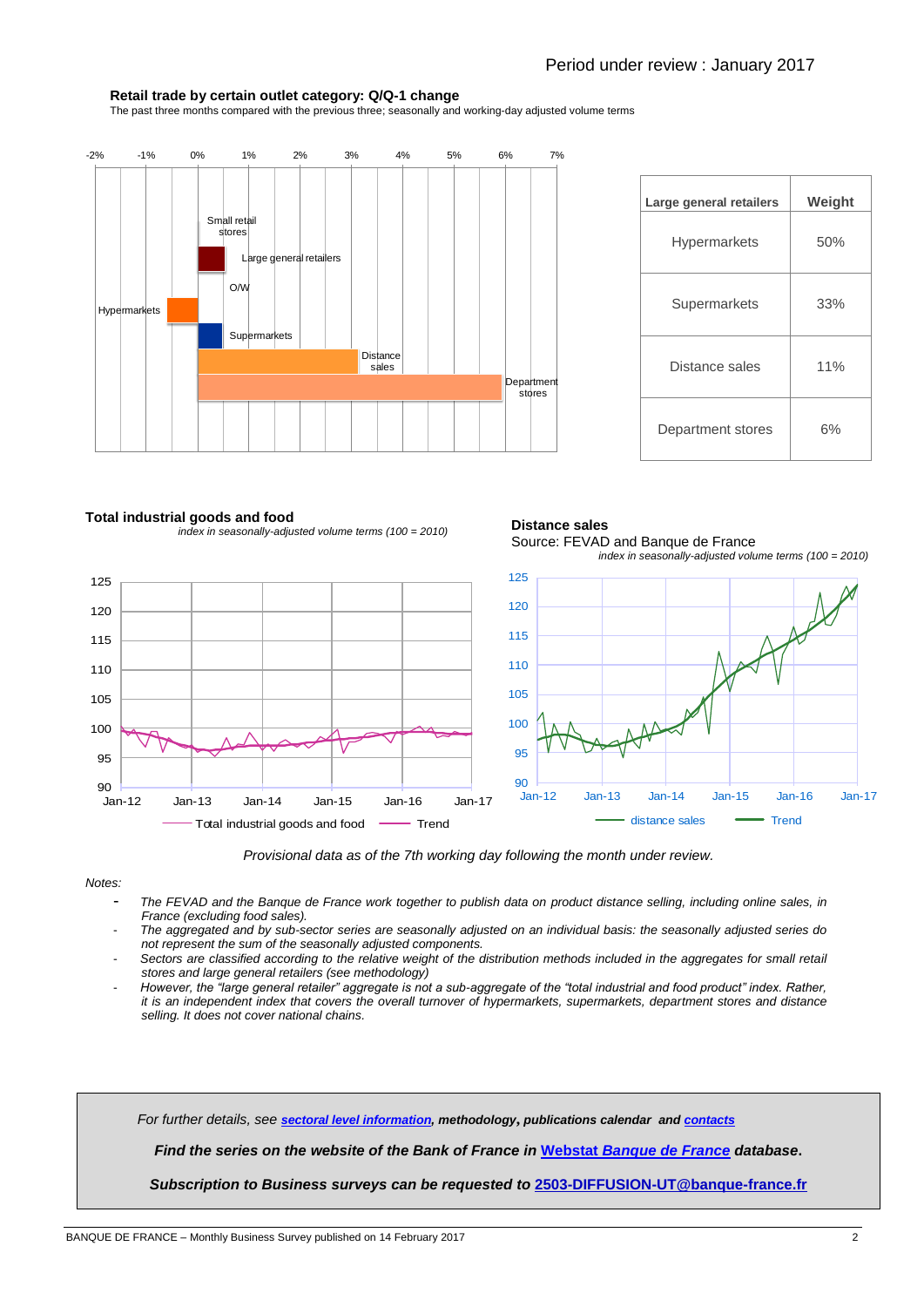Period under review : January 2017

### Retail trade by certain outlet category: Q/Q-1 change

The past three months compared with the previous three; seasonally and working-day adjusted volume terms

-2% -1% 0% 1% 2% 3% 4% 5% 6% 7%

Small retail stores

Large general retailers

O/W

Hypermarkets

Supermarkets

Distance sales

Department stores

| Large general retailers | Weight |
| --- | --- |
| Hypermarkets | 50% |
| Supermarkets | 33% |
| Distance sales | 11% |
| Department stores | 6% |

### Total industrial goods and food

*index in seasonally-adjusted volume terms (100 = 2010)*

125 120 115 110 105 100 95 90

Jan-12 Jan-13 Jan-14 Jan-15 Jan-16 Jan-17

Total industrial goods and food — Trend

### Distance sales

Source: FEVAD and Banque de France

*index in seasonally-adjusted volume terms (100 = 2010)*

125 120 115 110 105 100 95 90

Jan-12 Jan-13 Jan-14 Jan-15 Jan-16 Jan-17

distance sales — Trend

*Provisional data as of the 7th working day following the month under review.*

*Notes:*

- *The FEVAD and the Banque de France work together to publish data on product distance selling, including online sales, in France (excluding food sales).*
- *The aggregated and by sub-sector series are seasonally adjusted on an individual basis: the seasonally adjusted series do not represent the sum of the seasonally adjusted components.*
- *Sectors are classified according to the relative weight of the distribution methods included in the aggregates for small retail stores and large general retailers (see methodology)*
- *However, the "large general retailer" aggregate is not a sub-aggregate of the "total industrial and food product" index. Rather, it is an independent index that covers the overall turnover of hypermarkets, supermarkets, department stores and distance selling. It does not cover national chains.*

*For further details, see **sectoral level information**, **methodology**, **publications calendar** and **contacts***

***Find the series on the website of the Bank of France in Webstat Banque de France database.***

***Subscription to Business surveys can be requested to 2503-DIFFUSION-UT@banque-france.fr***